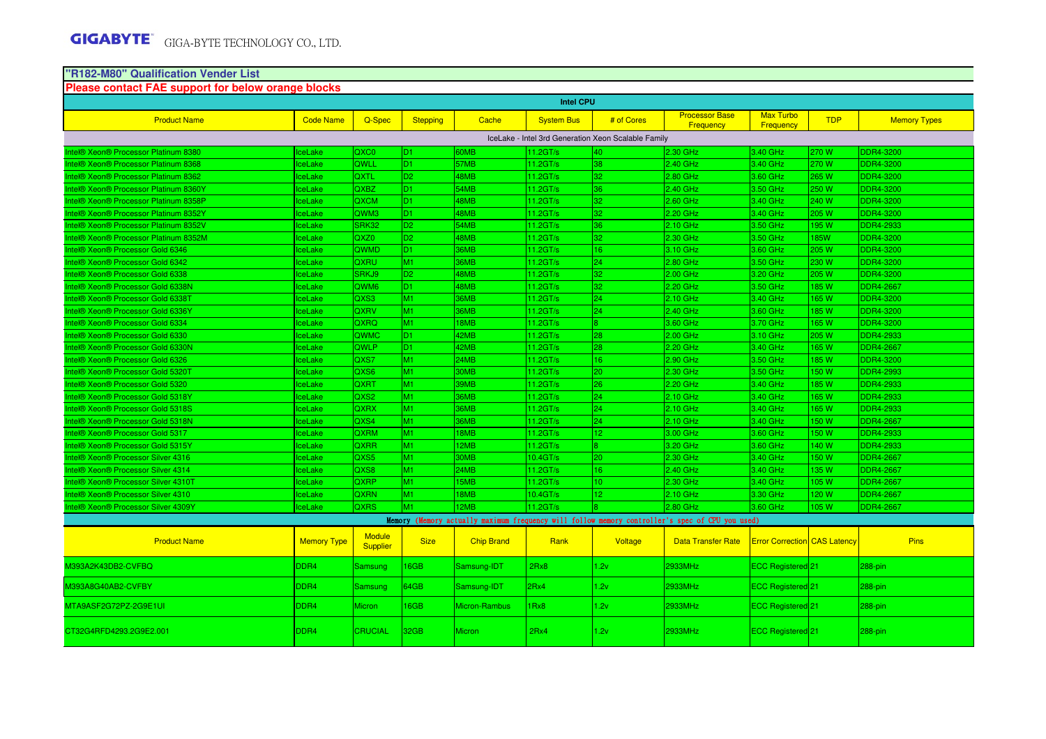**GIGABYTE** GIGA-BYTE TECHNOLOGY CO., LTD.

## "R182-M80" Qualification Vender List

**Please contact FAE support for below orange blocks**

| Intel CPU | | | | | | | | | | |
|---|---|---|---|---|---|---|---|---|---|---|
| Product Name | Code Name | Q-Spec | Stepping | Cache | System Bus | # of Cores | Processor Base Frequency | Max Turbo Frequency | TDP | Memory Types |
| IceLake - Intel 3rd Generation Xeon Scalable Family | | | | | | | | | | |
| Intel® Xeon® Processor Platinum 8380 | IceLake | QXC0 | D1 | 60MB | 11.2GT/s | 40 | 2.30 GHz | 3.40 GHz | 270 W | DDR4-3200 |
| Intel® Xeon® Processor Platinum 8368 | IceLake | QWLL | D1 | 57MB | 11.2GT/s | 38 | 2.40 GHz | 3.40 GHz | 270 W | DDR4-3200 |
| Intel® Xeon® Processor Platinum 8362 | IceLake | QXTL | D2 | 48MB | 11.2GT/s | 32 | 2.80 GHz | 3.60 GHz | 265 W | DDR4-3200 |
| Intel® Xeon® Processor Platinum 8360Y | IceLake | QXBZ | D1 | 54MB | 11.2GT/s | 36 | 2.40 GHz | 3.50 GHz | 250 W | DDR4-3200 |
| Intel® Xeon® Processor Platinum 8358P | IceLake | QXCM | D1 | 48MB | 11.2GT/s | 32 | 2.60 GHz | 3.40 GHz | 240 W | DDR4-3200 |
| Intel® Xeon® Processor Platinum 8352Y | IceLake | QWM3 | D1 | 48MB | 11.2GT/s | 32 | 2.20 GHz | 3.40 GHz | 205 W | DDR4-3200 |
| Intel® Xeon® Processor Platinum 8352V | IceLake | SRK32 | D2 | 54MB | 11.2GT/s | 36 | 2.10 GHz | 3.50 GHz | 195 W | DDR4-2933 |
| Intel® Xeon® Processor Platinum 8352M | IceLake | QXZ0 | D2 | 48MB | 11.2GT/s | 32 | 2.30 GHz | 3.50 GHz | 185W | DDR4-3200 |
| Intel® Xeon® Processor Gold 6346 | IceLake | QWMD | D1 | 36MB | 11.2GT/s | 16 | 3.10 GHz | 3.60 GHz | 205 W | DDR4-3200 |
| Intel® Xeon® Processor Gold 6342 | IceLake | QXRU | M1 | 36MB | 11.2GT/s | 24 | 2.80 GHz | 3.50 GHz | 230 W | DDR4-3200 |
| Intel® Xeon® Processor Gold 6338 | IceLake | SRKJ9 | D2 | 48MB | 11.2GT/s | 32 | 2.00 GHz | 3.20 GHz | 205 W | DDR4-3200 |
| Intel® Xeon® Processor Gold 6338N | IceLake | QWM6 | D1 | 48MB | 11.2GT/s | 32 | 2.20 GHz | 3.50 GHz | 185 W | DDR4-2667 |
| Intel® Xeon® Processor Gold 6338T | IceLake | QXS3 | M1 | 36MB | 11.2GT/s | 24 | 2.10 GHz | 3.40 GHz | 165 W | DDR4-3200 |
| Intel® Xeon® Processor Gold 6336Y | IceLake | QXRV | M1 | 36MB | 11.2GT/s | 24 | 2.40 GHz | 3.60 GHz | 185 W | DDR4-3200 |
| Intel® Xeon® Processor Gold 6334 | IceLake | QXRQ | M1 | 18MB | 11.2GT/s | 8 | 3.60 GHz | 3.70 GHz | 165 W | DDR4-3200 |
| Intel® Xeon® Processor Gold 6330 | IceLake | QWMC | D1 | 42MB | 11.2GT/s | 28 | 2.00 GHz | 3.10 GHz | 205 W | DDR4-2933 |
| Intel® Xeon® Processor Gold 6330N | IceLake | QWLP | D1 | 42MB | 11.2GT/s | 28 | 2.20 GHz | 3.40 GHz | 165 W | DDR4-2667 |
| Intel® Xeon® Processor Gold 6326 | IceLake | QXS7 | M1 | 24MB | 11.2GT/s | 16 | 2.90 GHz | 3.50 GHz | 185 W | DDR4-3200 |
| Intel® Xeon® Processor Gold 5320T | IceLake | QXS6 | M1 | 30MB | 11.2GT/s | 20 | 2.30 GHz | 3.50 GHz | 150 W | DDR4-2993 |
| Intel® Xeon® Processor Gold 5320 | IceLake | QXRT | M1 | 39MB | 11.2GT/s | 26 | 2.20 GHz | 3.40 GHz | 185 W | DDR4-2933 |
| Intel® Xeon® Processor Gold 5318Y | IceLake | QXS2 | M1 | 36MB | 11.2GT/s | 24 | 2.10 GHz | 3.40 GHz | 165 W | DDR4-2933 |
| Intel® Xeon® Processor Gold 5318S | IceLake | QXRX | M1 | 36MB | 11.2GT/s | 24 | 2.10 GHz | 3.40 GHz | 165 W | DDR4-2933 |
| Intel® Xeon® Processor Gold 5318N | IceLake | QXS4 | M1 | 36MB | 11.2GT/s | 24 | 2.10 GHz | 3.40 GHz | 150 W | DDR4-2667 |
| Intel® Xeon® Processor Gold 5317 | IceLake | QXRM | M1 | 18MB | 11.2GT/s | 12 | 3.00 GHz | 3.60 GHz | 150 W | DDR4-2933 |
| Intel® Xeon® Processor Gold 5315Y | IceLake | QXRR | M1 | 12MB | 11.2GT/s | 8 | 3.20 GHz | 3.60 GHz | 140 W | DDR4-2933 |
| Intel® Xeon® Processor Silver 4316 | IceLake | QXS5 | M1 | 30MB | 10.4GT/s | 20 | 2.30 GHz | 3.40 GHz | 150 W | DDR4-2667 |
| Intel® Xeon® Processor Silver 4314 | IceLake | QXS8 | M1 | 24MB | 11.2GT/s | 16 | 2.40 GHz | 3.40 GHz | 135 W | DDR4-2667 |
| Intel® Xeon® Processor Silver 4310T | IceLake | QXRP | M1 | 15MB | 11.2GT/s | 10 | 2.30 GHz | 3.40 GHz | 105 W | DDR4-2667 |
| Intel® Xeon® Processor Silver 4310 | IceLake | QXRN | M1 | 18MB | 10.4GT/s | 12 | 2.10 GHz | 3.30 GHz | 120 W | DDR4-2667 |
| Intel® Xeon® Processor Silver 4309Y | IceLake | QXRS | M1 | 12MB | 11.2GT/s | 8 | 2.80 GHz | 3.60 GHz | 105 W | DDR4-2667 |

| Memory (Memory actually maximum frequency will follow memory controller's spec of CPU you used) | | | | | | | | | | |
|---|---|---|---|---|---|---|---|---|---|---|
| Product Name | Memory Type | Module Supplier | Size | Chip Brand | Rank | Voltage | Data Transfer Rate | Error Correction | CAS Latency | Pins |
| M393A2K43DB2-CVFBQ | DDR4 | Samsung | 16GB | Samsung-IDT | 2Rx8 | 1.2v | 2933MHz | ECC Registered | 21 | 288-pin |
| M393A8G40AB2-CVFBY | DDR4 | Samsung | 64GB | Samsung-IDT | 2Rx4 | 1.2v | 2933MHz | ECC Registered | 21 | 288-pin |
| MTA9ASF2G72PZ-2G9E1UI | DDR4 | Micron | 16GB | Micron-Rambus | 1Rx8 | 1.2v | 2933MHz | ECC Registered | 21 | 288-pin |
| CT32G4RFD4293.2G9E2.001 | DDR4 | CRUCIAL | 32GB | Micron | 2Rx4 | 1.2v | 2933MHz | ECC Registered | 21 | 288-pin |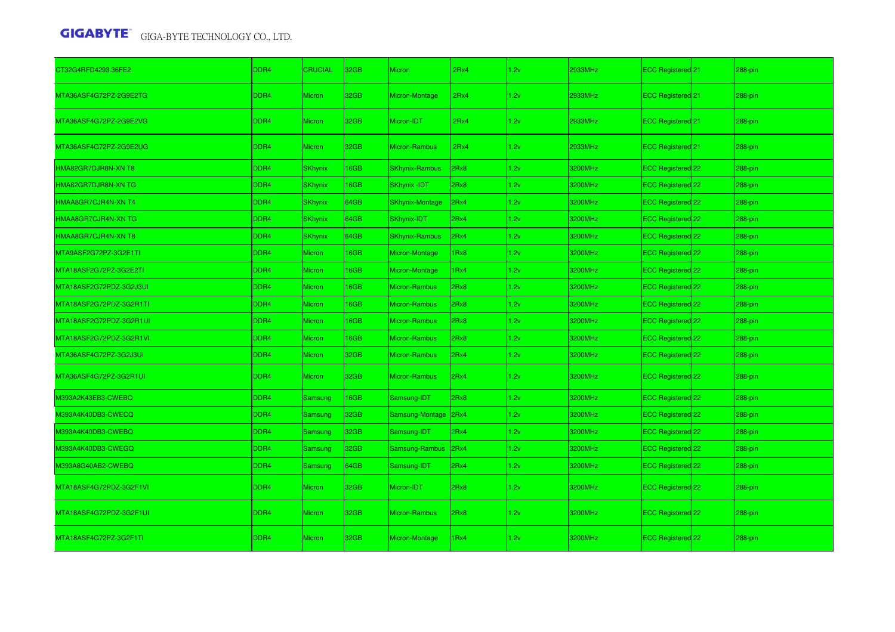| CT32G4RFD4293.36FE2 | DDR4 | CRUCIAL | 32GB | Micron | 2Rx4 | 1.2v | 2933MHz | ECC Registered | 21 | 288-pin |
|---|---|---|---|---|---|---|---|---|---|---|
| MTA36ASF4G72PZ-2G9E2TG | DDR4 | Micron | 32GB | Micron-Montage | 2Rx4 | 1.2v | 2933MHz | ECC Registered | 21 | 288-pin |
| MTA36ASF4G72PZ-2G9E2VG | DDR4 | Micron | 32GB | Micron-IDT | 2Rx4 | 1.2v | 2933MHz | ECC Registered | 21 | 288-pin |
| MTA36ASF4G72PZ-2G9E2UG | DDR4 | Micron | 32GB | Micron-Rambus | 2Rx4 | 1.2v | 2933MHz | ECC Registered | 21 | 288-pin |
| HMA82GR7DJR8N-XN T8 | DDR4 | SKhynix | 16GB | SKhynix-Rambus | 2Rx8 | 1.2v | 3200MHz | ECC Registered | 22 | 288-pin |
| HMA82GR7DJR8N-XN TG | DDR4 | SKhynix | 16GB | SKhynix -IDT | 2Rx8 | 1.2v | 3200MHz | ECC Registered | 22 | 288-pin |
| HMAA8GR7CJR4N-XN T4 | DDR4 | SKhynix | 64GB | SKhynix-Montage | 2Rx4 | 1.2v | 3200MHz | ECC Registered | 22 | 288-pin |
| HMAA8GR7CJR4N-XN TG | DDR4 | SKhynix | 64GB | SKhynix-IDT | 2Rx4 | 1.2v | 3200MHz | ECC Registered | 22 | 288-pin |
| HMAA8GR7CJR4N-XN T8 | DDR4 | SKhynix | 64GB | SKhynix-Rambus | 2Rx4 | 1.2v | 3200MHz | ECC Registered | 22 | 288-pin |
| MTA9ASF2G72PZ-3G2E1TI | DDR4 | Micron | 16GB | Micron-Montage | 1Rx8 | 1.2v | 3200MHz | ECC Registered | 22 | 288-pin |
| MTA18ASF2G72PZ-3G2E2TI | DDR4 | Micron | 16GB | Micron-Montage | 1Rx4 | 1.2v | 3200MHz | ECC Registered | 22 | 288-pin |
| MTA18ASF2G72PDZ-3G2J3UI | DDR4 | Micron | 16GB | Micron-Rambus | 2Rx8 | 1.2v | 3200MHz | ECC Registered | 22 | 288-pin |
| MTA18ASF2G72PDZ-3G2R1TI | DDR4 | Micron | 16GB | Micron-Rambus | 2Rx8 | 1.2v | 3200MHz | ECC Registered | 22 | 288-pin |
| MTA18ASF2G72PDZ-3G2R1UI | DDR4 | Micron | 16GB | Micron-Rambus | 2Rx8 | 1.2v | 3200MHz | ECC Registered | 22 | 288-pin |
| MTA18ASF2G72PDZ-3G2R1VI | DDR4 | Micron | 16GB | Micron-Rambus | 2Rx8 | 1.2v | 3200MHz | ECC Registered | 22 | 288-pin |
| MTA36ASF4G72PZ-3G2J3UI | DDR4 | Micron | 32GB | Micron-Rambus | 2Rx4 | 1.2v | 3200MHz | ECC Registered | 22 | 288-pin |
| MTA36ASF4G72PZ-3G2R1UI | DDR4 | Micron | 32GB | Micron-Rambus | 2Rx4 | 1.2v | 3200MHz | ECC Registered | 22 | 288-pin |
| M393A2K43EB3-CWEBQ | DDR4 | Samsung | 16GB | Samsung-IDT | 2Rx8 | 1.2v | 3200MHz | ECC Registered | 22 | 288-pin |
| M393A4K40DB3-CWECQ | DDR4 | Samsung | 32GB | Samsung-Montage | 2Rx4 | 1.2v | 3200MHz | ECC Registered | 22 | 288-pin |
| M393A4K40DB3-CWEBQ | DDR4 | Samsung | 32GB | Samsung-IDT | 2Rx4 | 1.2v | 3200MHz | ECC Registered | 22 | 288-pin |
| M393A4K40DB3-CWEGQ | DDR4 | Samsung | 32GB | Samsung-Rambus | 2Rx4 | 1.2v | 3200MHz | ECC Registered | 22 | 288-pin |
| M393A8G40AB2-CWEBQ | DDR4 | Samsung | 64GB | Samsung-IDT | 2Rx4 | 1.2v | 3200MHz | ECC Registered | 22 | 288-pin |
| MTA18ASF4G72PDZ-3G2F1VI | DDR4 | Micron | 32GB | Micron-IDT | 2Rx8 | 1.2v | 3200MHz | ECC Registered | 22 | 288-pin |
| MTA18ASF4G72PDZ-3G2F1UI | DDR4 | Micron | 32GB | Micron-Rambus | 2Rx8 | 1.2v | 3200MHz | ECC Registered | 22 | 288-pin |
| MTA18ASF4G72PZ-3G2F1TI | DDR4 | Micron | 32GB | Micron-Montage | 1Rx4 | 1.2v | 3200MHz | ECC Registered | 22 | 288-pin |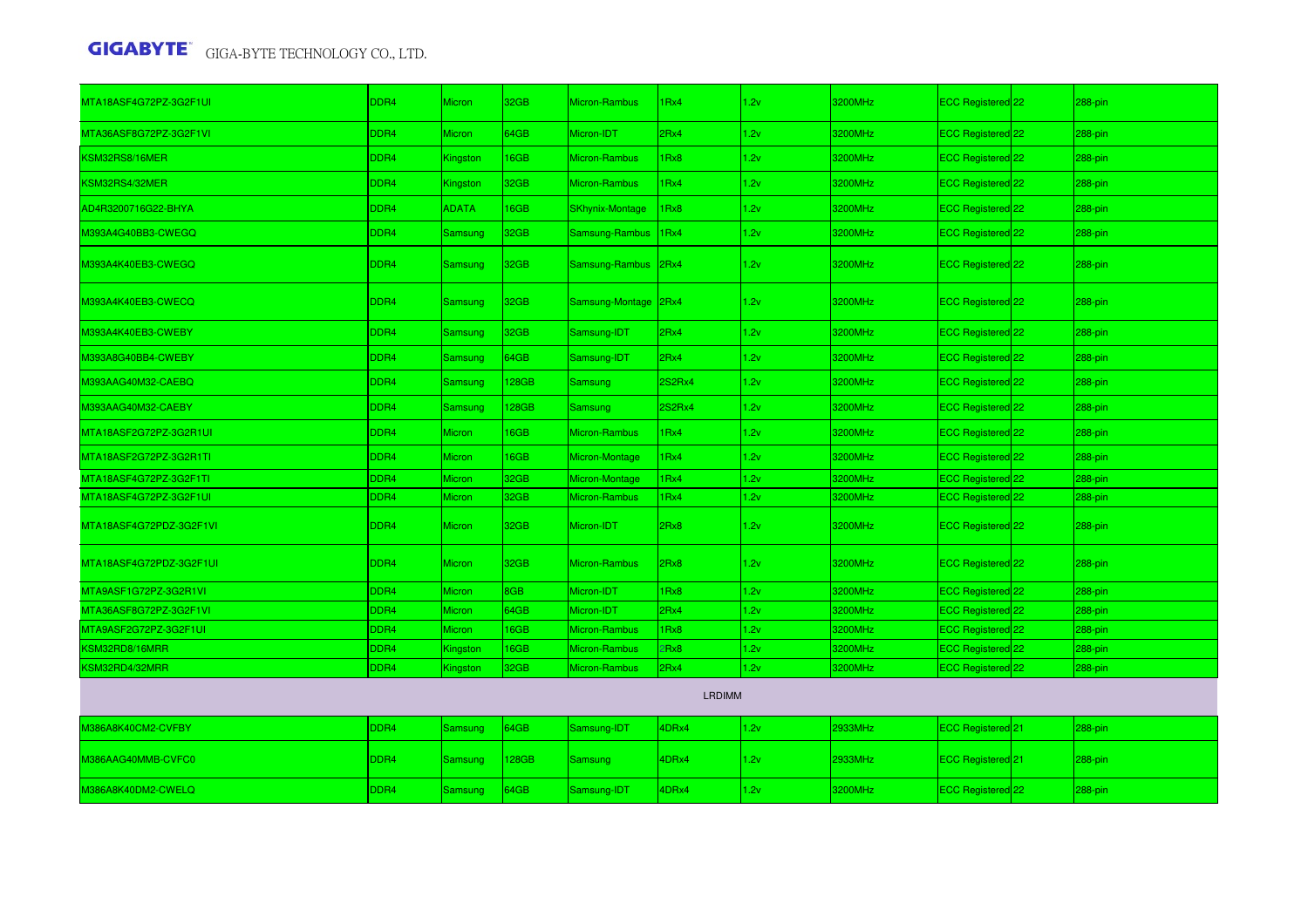| | | | | | | | | | | |
|---|---|---|---|---|---|---|---|---|---|---|
| MTA18ASF4G72PZ-3G2F1UI | DDR4 | Micron | 32GB | Micron-Rambus | 1Rx4 | 1.2v | 3200MHz | ECC Registered | 22 | 288-pin |
| MTA36ASF8G72PZ-3G2F1VI | DDR4 | Micron | 64GB | Micron-IDT | 2Rx4 | 1.2v | 3200MHz | ECC Registered | 22 | 288-pin |
| KSM32RS8/16MER | DDR4 | Kingston | 16GB | Micron-Rambus | 1Rx8 | 1.2v | 3200MHz | ECC Registered | 22 | 288-pin |
| KSM32RS4/32MER | DDR4 | Kingston | 32GB | Micron-Rambus | 1Rx4 | 1.2v | 3200MHz | ECC Registered | 22 | 288-pin |
| AD4R3200716G22-BHYA | DDR4 | ADATA | 16GB | SKhynix-Montage | 1Rx8 | 1.2v | 3200MHz | ECC Registered | 22 | 288-pin |
| M393A4G40BB3-CWEGQ | DDR4 | Samsung | 32GB | Samsung-Rambus | 1Rx4 | 1.2v | 3200MHz | ECC Registered | 22 | 288-pin |
| M393A4K40EB3-CWEGQ | DDR4 | Samsung | 32GB | Samsung-Rambus | 2Rx4 | 1.2v | 3200MHz | ECC Registered | 22 | 288-pin |
| M393A4K40EB3-CWECQ | DDR4 | Samsung | 32GB | Samsung-Montage | 2Rx4 | 1.2v | 3200MHz | ECC Registered | 22 | 288-pin |
| M393A4K40EB3-CWEBY | DDR4 | Samsung | 32GB | Samsung-IDT | 2Rx4 | 1.2v | 3200MHz | ECC Registered | 22 | 288-pin |
| M393A8G40BB4-CWEBY | DDR4 | Samsung | 64GB | Samsung-IDT | 2Rx4 | 1.2v | 3200MHz | ECC Registered | 22 | 288-pin |
| M393AAG40M32-CAEBQ | DDR4 | Samsung | 128GB | Samsung | 2S2Rx4 | 1.2v | 3200MHz | ECC Registered | 22 | 288-pin |
| M393AAG40M32-CAEBY | DDR4 | Samsung | 128GB | Samsung | 2S2Rx4 | 1.2v | 3200MHz | ECC Registered | 22 | 288-pin |
| MTA18ASF2G72PZ-3G2R1UI | DDR4 | Micron | 16GB | Micron-Rambus | 1Rx4 | 1.2v | 3200MHz | ECC Registered | 22 | 288-pin |
| MTA18ASF2G72PZ-3G2R1TI | DDR4 | Micron | 16GB | Micron-Montage | 1Rx4 | 1.2v | 3200MHz | ECC Registered | 22 | 288-pin |
| MTA18ASF4G72PZ-3G2F1TI | DDR4 | Micron | 32GB | Micron-Montage | 1Rx4 | 1.2v | 3200MHz | ECC Registered | 22 | 288-pin |
| MTA18ASF4G72PZ-3G2F1UI | DDR4 | Micron | 32GB | Micron-Rambus | 1Rx4 | 1.2v | 3200MHz | ECC Registered | 22 | 288-pin |
| MTA18ASF4G72PDZ-3G2F1VI | DDR4 | Micron | 32GB | Micron-IDT | 2Rx8 | 1.2v | 3200MHz | ECC Registered | 22 | 288-pin |
| MTA18ASF4G72PDZ-3G2F1UI | DDR4 | Micron | 32GB | Micron-Rambus | 2Rx8 | 1.2v | 3200MHz | ECC Registered | 22 | 288-pin |
| MTA9ASF1G72PZ-3G2R1VI | DDR4 | Micron | 8GB | Micron-IDT | 1Rx8 | 1.2v | 3200MHz | ECC Registered | 22 | 288-pin |
| MTA36ASF8G72PZ-3G2F1VI | DDR4 | Micron | 64GB | Micron-IDT | 2Rx4 | 1.2v | 3200MHz | ECC Registered | 22 | 288-pin |
| MTA9ASF2G72PZ-3G2F1UI | DDR4 | Micron | 16GB | Micron-Rambus | 1Rx8 | 1.2v | 3200MHz | ECC Registered | 22 | 288-pin |
| KSM32RD8/16MRR | DDR4 | Kingston | 16GB | Micron-Rambus | 2Rx8 | 1.2v | 3200MHz | ECC Registered | 22 | 288-pin |
| KSM32RD4/32MRR | DDR4 | Kingston | 32GB | Micron-Rambus | 2Rx4 | 1.2v | 3200MHz | ECC Registered | 22 | 288-pin |
| LRDIMM | | | | | | | | | | |
| M386A8K40CM2-CVFBY | DDR4 | Samsung | 64GB | Samsung-IDT | 4DRx4 | 1.2v | 2933MHz | ECC Registered | 21 | 288-pin |
| M386AAG40MMB-CVFC0 | DDR4 | Samsung | 128GB | Samsung | 4DRx4 | 1.2v | 2933MHz | ECC Registered | 21 | 288-pin |
| M386A8K40DM2-CWELQ | DDR4 | Samsung | 64GB | Samsung-IDT | 4DRx4 | 1.2v | 3200MHz | ECC Registered | 22 | 288-pin |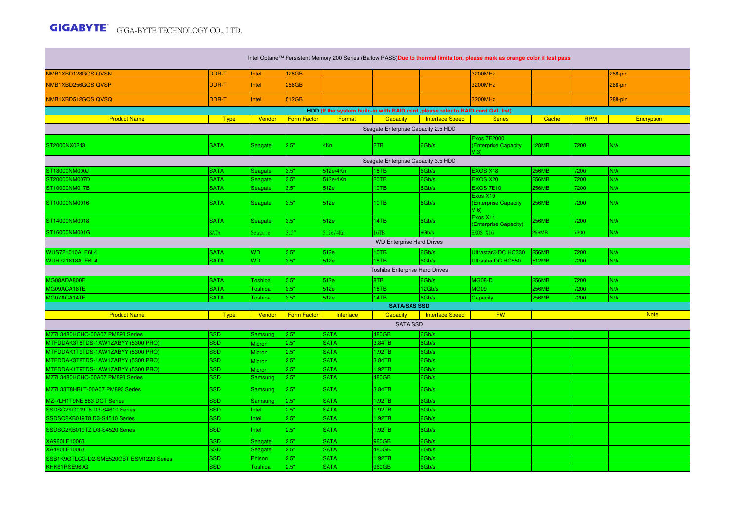| Intel Optane™ Persistent Memory 200 Series (Barlow PASS) Due to thermal limitaiton, please mark as orange color if test pass | | | | | | | | | | |
|---|---|---|---|---|---|---|---|---|---|---|
| NMB1XBD128GQS QVSN | DDR-T | Intel | 128GB | | | | 3200MHz | | | 288-pin |
| NMB1XBD256GQS QVSP | DDR-T | Intel | 256GB | | | | 3200MHz | | | 288-pin |
| NMB1XBD512GQS QVSQ | DDR-T | Intel | 512GB | | | | 3200MHz | | | 288-pin |
| **HDD** (If the system build-in with RAID card ,please refer to RAID card QVL list) | | | | | | | | | | |
| Product Name | Type | Vendor | Form Factor | Format | Capacity | Interface Speed | Series | Cache | RPM | Encryption |
| Seagate Enterprise Capacity 2.5 HDD | | | | | | | | | | |
| ST2000NX0243 | SATA | Seagate | 2.5" | 4Kn | 2TB | 6Gb/s | Exos 7E2000 (Enterprise Capacity V.3) | 128MB | 7200 | N/A |
| Seagate Enterprise Capacity 3.5 HDD | | | | | | | | | | |
| ST18000NM000J | SATA | Seagate | 3.5" | 512e/4Kn | 18TB | 6Gb/s | EXOS X18 | 256MB | 7200 | N/A |
| ST20000NM007D | SATA | Seagate | 3.5" | 512e/4Kn | 20TB | 6Gb/s | EXOS X20 | 256MB | 7200 | N/A |
| ST10000NM017B | SATA | Seagate | 3.5" | 512e | 10TB | 6Gb/s | EXOS 7E10 | 256MB | 7200 | N/A |
| ST10000NM0016 | SATA | Seagate | 3.5" | 512e | 10TB | 6Gb/s | Exos X10 (Enterprise Capacity V.6) | 256MB | 7200 | N/A |
| ST14000NM0018 | SATA | Seagate | 3.5" | 512e | 14TB | 6Gb/s | Exos X14 (Enterprise Capacity) | 256MB | 7200 | N/A |
| ST16000NM001G | SATA | Seagate | 3.5" | 512e/4Kn | 16TB | 6Gb/s | EXOS X16 | 256MB | 7200 | N/A |
| WD Enterprise Hard Drives | | | | | | | | | | |
| WUS721010ALE6L4 | SATA | WD | 3.5" | 512e | 10TB | 6Gb/s | Ultrastar® DC HC330 | 256MB | 7200 | N/A |
| WUH721818ALE6L4 | SATA | WD | 3.5" | 512e | 18TB | 6Gb/s | Ultrastar DC HC550 | 512MB | 7200 | N/A |
| Toshiba Enterprise Hard Drives | | | | | | | | | | |
| MG08ADA800E | SATA | Toshiba | 3.5" | 512e | 8TB | 6Gb/s | MG08-D | 256MB | 7200 | N/A |
| MG09ACA18TE | SATA | Toshiba | 3.5" | 512e | 18TB | 12Gb/s | MG09 | 256MB | 7200 | N/A |
| MG07ACA14TE | SATA | Toshiba | 3.5" | 512e | 14TB | 6Gb/s | Capacity | 256MB | 7200 | N/A |
| **SATA/SAS SSD** | | | | | | | | | | |
| Product Name | Type | Vendor | Form Factor | Interface | Capacity | Interface Speed | FW | | | Note |
| SATA SSD | | | | | | | | | | |
| MZ7L3480HCHQ-00A07 PM893 Series | SSD | Samsung | 2.5" | SATA | 480GB | 6Gb/s | | | | |
| MTFDDAK3T8TDS-1AW1ZABYY (5300 PRO) | SSD | Micron | 2.5" | SATA | 3.84TB | 6Gb/s | | | | |
| MTFDDAK1T9TDS-1AW1ZABYY (5300 PRO) | SSD | Micron | 2.5" | SATA | 1.92TB | 6Gb/s | | | | |
| MTFDDAK3T8TDS-1AW1ZABYY (5300 PRO) | SSD | Micron | 2.5" | SATA | 3.84TB | 6Gb/s | | | | |
| MTFDDAK1T9TDS-1AW1ZABYY (5300 PRO) | SSD | Micron | 2.5" | SATA | 1.92TB | 6Gb/s | | | | |
| MZ7L3480HCHQ-00A07 PM893 Series | SSD | Samsung | 2.5" | SATA | 480GB | 6Gb/s | | | | |
| MZ7L33T8HBLT-00A07 PM893 Series | SSD | Samsung | 2.5" | SATA | 3.84TB | 6Gb/s | | | | |
| MZ-7LH1T9NE 883 DCT Series | SSD | Samsung | 2.5" | SATA | 1.92TB | 6Gb/s | | | | |
| SSDSC2KG019T8 D3-S4610 Series | SSD | Intel | 2.5" | SATA | 1.92TB | 6Gb/s | | | | |
| SSDSC2KB019T8 D3-S4510 Series | SSD | Intel | 2.5" | SATA | 1.92TB | 6Gb/s | | | | |
| SSDSC2KB019TZ D3-S4520 Series | SSD | Intel | 2.5" | SATA | 1.92TB | 6Gb/s | | | | |
| XA960LE10063 | SSD | Seagate | 2.5" | SATA | 960GB | 6Gb/s | | | | |
| XA480LE10063 | SSD | Seagate | 2.5" | SATA | 480GB | 6Gb/s | | | | |
| SSB1K9GTLCG-D2-SME520GBT ESM1220 Series | SSD | Phison | 2.5" | SATA | 1.92TB | 6Gb/s | | | | |
| KHK61RSE960G | SSD | Toshiba | 2.5" | SATA | 960GB | 6Gb/s | | | | |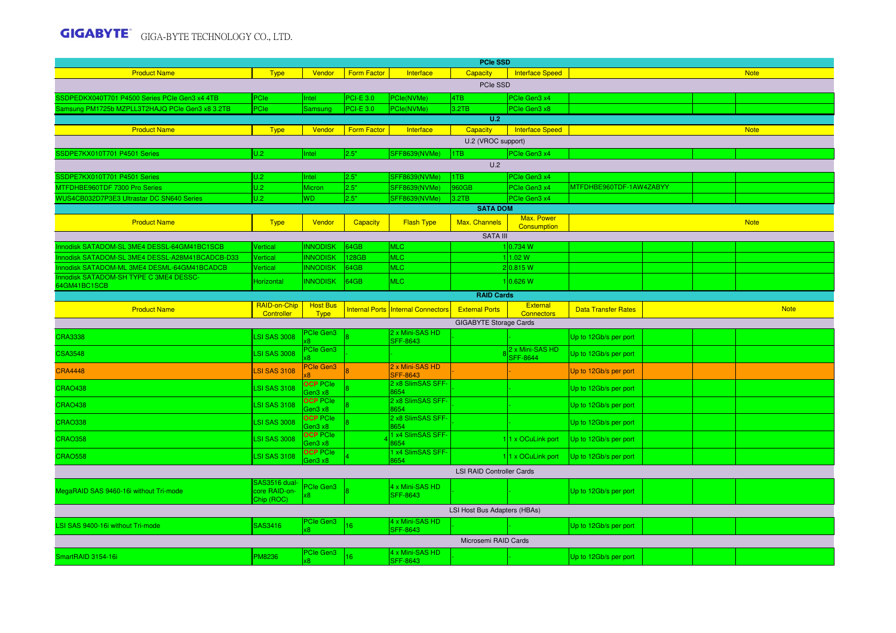## PCIe SSD

| Product Name | Type | Vendor | Form Factor | Interface | Capacity | Interface Speed | Note |
|---|---|---|---|---|---|---|---|
| PCIe SSD | | | | | | | |
| SSDPEDKX040T701 P4500 Series PCIe Gen3 x4 4TB | PCIe | Intel | PCI-E 3.0 | PCIe(NVMe) | 4TB | PCIe Gen3 x4 | |
| Samsung PM1725b MZPLL3T2HAJQ PCIe Gen3 x8 3.2TB | PCIe | Samsung | PCI-E 3.0 | PCIe(NVMe) | 3.2TB | PCIe Gen3 x8 | |

## U.2

| Product Name | Type | Vendor | Form Factor | Interface | Capacity | Interface Speed | Note |
|---|---|---|---|---|---|---|---|
| U.2 (VROC support) | | | | | | | |
| SSDPE7KX010T701 P4501 Series | U.2 | Intel | 2.5" | SFF8639(NVMe) | 1TB | PCIe Gen3 x4 | |
| U.2 | | | | | | | |
| SSDPE7KX010T701 P4501 Series | U.2 | Intel | 2.5" | SFF8639(NVMe) | 1TB | PCIe Gen3 x4 | |
| MTFDHBE960TDF 7300 Pro Series | U.2 | Micron | 2.5" | SFF8639(NVMe) | 960GB | PCIe Gen3 x4 | MTFDHBE960TDF-1AW4ZABYY |
| WUS4CB032D7P3E3 Ultrastar DC SN640 Series | U.2 | WD | 2.5" | SFF8639(NVMe) | 3.2TB | PCIe Gen3 x4 | |

## SATA DOM

| Product Name | Type | Vendor | Capacity | Flash Type | Max. Channels | Max. Power Consumption | Note |
|---|---|---|---|---|---|---|---|
| SATA III | | | | | | | |
| Innodisk SATADOM-SL 3ME4 DESSL-64GM41BC1SCB | Vertical | INNODISK | 64GB | MLC | 1 | 0.734 W | |
| Innodisk SATADOM-SL 3ME4 DESSL-A28M41BCADCB-D33 | Vertical | INNODISK | 128GB | MLC | 1 | 1.02 W | |
| Innodisk SATADOM-ML 3ME4 DESML-64GM41BCADCB | Vertical | INNODISK | 64GB | MLC | 2 | 0.815 W | |
| Innodisk SATADOM-SH TYPE C 3ME4 DESSC-64GM41BC1SCB | Horizontal | INNODISK | 64GB | MLC | 1 | 0.626 W | |

## RAID Cards

| Product Name | RAID-on-Chip Controller | Host Bus Type | Internal Ports | Internal Connectors | External Ports | External Connectors | Data Transfer Rates | Note |
|---|---|---|---|---|---|---|---|---|
| GIGABYTE Storage Cards | | | | | | | | |
| CRA3338 | LSI SAS 3008 | PCIe Gen3 x8 | 8 | 2 x Mini-SAS HD SFF-8643 | - | | Up to 12Gb/s per port | |
| CSA3548 | LSI SAS 3008 | PCIe Gen3 x8 | - | - | 8 | 2 x Mini-SAS HD SFF-8644 | Up to 12Gb/s per port | |
| CRA4448 | LSI SAS 3108 | PCIe Gen3 x8 | 8 | 2 x Mini-SAS HD SFF-8643 | - | - | Up to 12Gb/s per port | |
| CRAO438 | LSI SAS 3108 | OCP PCIe Gen3 x8 | 8 | 2 x8 SlimSAS SFF-8654 | - | - | Up to 12Gb/s per port | |
| CRAO438 | LSI SAS 3108 | OCP PCIe Gen3 x8 | 8 | 2 x8 SlimSAS SFF-8654 | - | - | Up to 12Gb/s per port | |
| CRAO338 | LSI SAS 3008 | OCP PCIe Gen3 x8 | 8 | 2 x8 SlimSAS SFF-8654 | - | - | Up to 12Gb/s per port | |
| CRAO358 | LSI SAS 3008 | OCP PCIe Gen3 x8 | 4 | 1 x4 SlimSAS SFF-8654 | 1 | 1 x OCuLink port | Up to 12Gb/s per port | |
| CRAO558 | LSI SAS 3108 | OCP PCIe Gen3 x8 | 4 | 1 x4 SlimSAS SFF-8654 | 1 | 1 x OCuLink port | Up to 12Gb/s per port | |
| LSI RAID Controller Cards | | | | | | | | |
| MegaRAID SAS 9460-16i without Tri-mode | SAS3516 dual-core RAID-on-Chip (ROC) | PCIe Gen3 x8 | 8 | 4 x Mini-SAS HD SFF-8643 | - | - | Up to 12Gb/s per port | |
| LSI Host Bus Adapters (HBAs) | | | | | | | | |
| LSI SAS 9400-16i without Tri-mode | SAS3416 | PCIe Gen3 x8 | 16 | 4 x Mini-SAS HD SFF-8643 | - | - | Up to 12Gb/s per port | |
| Microsemi RAID Cards | | | | | | | | |
| SmartRAID 3154-16i | PM8236 | PCIe Gen3 x8 | 16 | 4 x Mini-SAS HD SFF-8643 | - | - | Up to 12Gb/s per port | |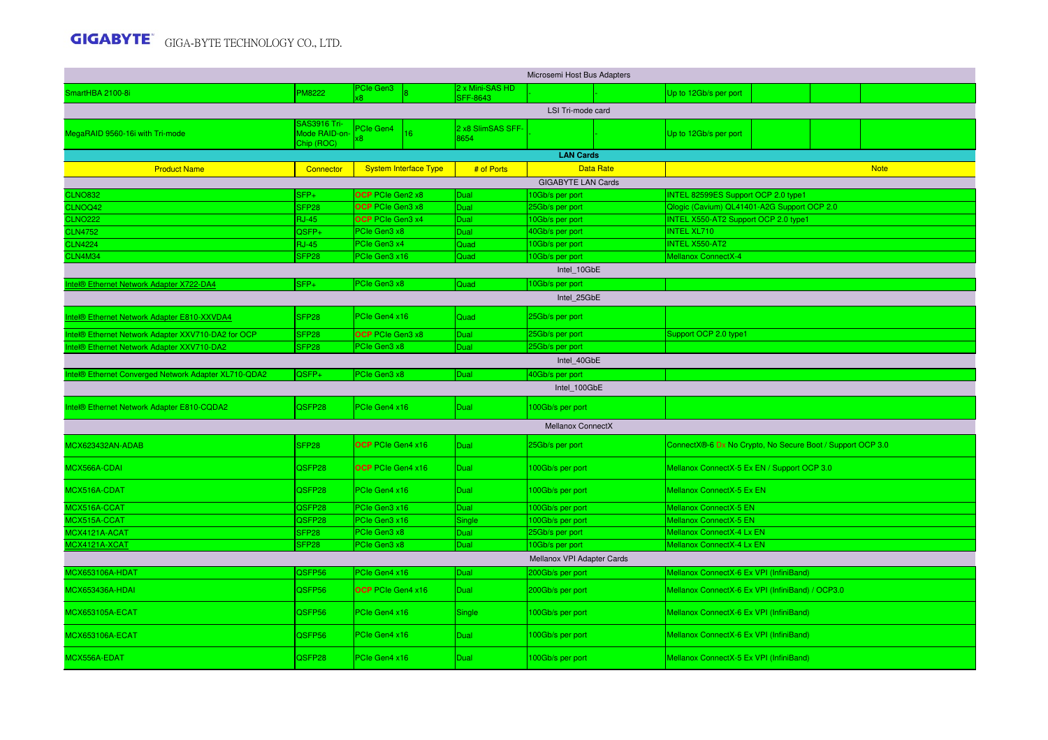| | | | | | | | | | | |
|---|---|---|---|---|---|---|---|---|---|---|
| Microsemi Host Bus Adapters | | | | | | | | | | |
| SmartHBA 2100-8i | PM8222 | PCIe Gen3 x8 | 8 | 2 x Mini-SAS HD SFF-8643 | - | - | Up to 12Gb/s per port | | | |
| LSI Tri-mode card | | | | | | | | | | |
| MegaRAID 9560-16i with Tri-mode | SAS3916 Tri-Mode RAID-on-Chip (ROC) | PCIe Gen4 x8 | 16 | 2 x8 SlimSAS SFF-8654 | - | - | Up to 12Gb/s per port | | | |

**LAN Cards**

| Product Name | Connector | System Interface Type | # of Ports | Data Rate | Note |
|---|---|---|---|---|---|
| GIGABYTE LAN Cards | | | | | |
| CLNO832 | SFP+ | OCP PCIe Gen2 x8 | Dual | 10Gb/s per port | INTEL 82599ES Support OCP 2.0 type1 |
| CLNOQ42 | SFP28 | OCP PCIe Gen3 x8 | Dual | 25Gb/s per port | Qlogic (Cavium) QL41401-A2G Support OCP 2.0 |
| CLNO222 | RJ-45 | OCP PCIe Gen3 x4 | Dual | 10Gb/s per port | INTEL X550-AT2 Support OCP 2.0 type1 |
| CLN4752 | QSFP+ | PCIe Gen3 x8 | Dual | 40Gb/s per port | INTEL XL710 |
| CLN4224 | RJ-45 | PCIe Gen3 x4 | Quad | 10Gb/s per port | INTEL X550-AT2 |
| CLN4M34 | SFP28 | PCIe Gen3 x16 | Quad | 10Gb/s per port | Mellanox ConnectX-4 |
| Intel_10GbE | | | | | |
| Intel® Ethernet Network Adapter X722-DA4 | SFP+ | PCIe Gen3 x8 | Quad | 10Gb/s per port | |
| Intel_25GbE | | | | | |
| Intel® Ethernet Network Adapter E810-XXVDA4 | SFP28 | PCIe Gen4 x16 | Quad | 25Gb/s per port | |
| Intel® Ethernet Network Adapter XXV710-DA2 for OCP | SFP28 | OCP PCIe Gen3 x8 | Dual | 25Gb/s per port | Support OCP 2.0 type1 |
| Intel® Ethernet Network Adapter XXV710-DA2 | SFP28 | PCIe Gen3 x8 | Dual | 25Gb/s per port | |
| Intel_40GbE | | | | | |
| Intel® Ethernet Converged Network Adapter XL710-QDA2 | QSFP+ | PCIe Gen3 x8 | Dual | 40Gb/s per port | |
| Intel_100GbE | | | | | |
| Intel® Ethernet Network Adapter E810-CQDA2 | QSFP28 | PCIe Gen4 x16 | Dual | 100Gb/s per port | |
| Mellanox ConnectX | | | | | |
| MCX623432AN-ADAB | SFP28 | OCP PCIe Gen4 x16 | Dual | 25Gb/s per port | ConnectX®-6 Dx No Crypto, No Secure Boot / Support OCP 3.0 |
| MCX566A-CDAI | QSFP28 | OCP PCIe Gen4 x16 | Dual | 100Gb/s per port | Mellanox ConnectX-5 Ex EN / Support OCP 3.0 |
| MCX516A-CDAT | QSFP28 | PCIe Gen4 x16 | Dual | 100Gb/s per port | Mellanox ConnectX-5 Ex EN |
| MCX516A-CCAT | QSFP28 | PCIe Gen3 x16 | Dual | 100Gb/s per port | Mellanox ConnectX-5 EN |
| MCX515A-CCAT | QSFP28 | PCIe Gen3 x16 | Single | 100Gb/s per port | Mellanox ConnectX-5 EN |
| MCX4121A-ACAT | SFP28 | PCIe Gen3 x8 | Dual | 25Gb/s per port | Mellanox ConnectX-4 Lx EN |
| MCX4121A-XCAT | SFP28 | PCIe Gen3 x8 | Dual | 10Gb/s per port | Mellanox ConnectX-4 Lx EN |
| Mellanox VPI Adapter Cards | | | | | |
| MCX653106A-HDAT | QSFP56 | PCIe Gen4 x16 | Dual | 200Gb/s per port | Mellanox ConnectX-6 Ex VPI (InfiniBand) |
| MCX653436A-HDAI | QSFP56 | OCP PCIe Gen4 x16 | Dual | 200Gb/s per port | Mellanox ConnectX-6 Ex VPI (InfiniBand) / OCP3.0 |
| MCX653105A-ECAT | QSFP56 | PCIe Gen4 x16 | Single | 100Gb/s per port | Mellanox ConnectX-6 Ex VPI (InfiniBand) |
| MCX653106A-ECAT | QSFP56 | PCIe Gen4 x16 | Dual | 100Gb/s per port | Mellanox ConnectX-6 Ex VPI (InfiniBand) |
| MCX556A-EDAT | QSFP28 | PCIe Gen4 x16 | Dual | 100Gb/s per port | Mellanox ConnectX-5 Ex VPI (InfiniBand) |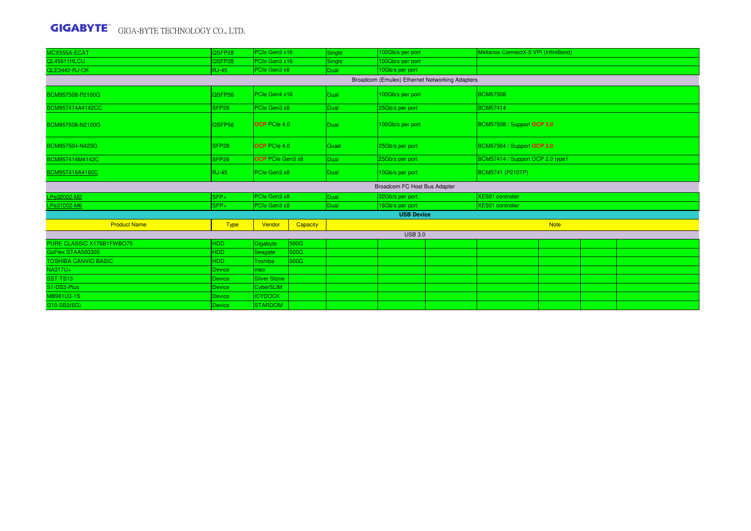| | | | | | | | | | | |
|---|---|---|---|---|---|---|---|---|---|---|
| MCX555A-ECAT | QSFP28 | PCIe Gen3 x16 | | Single | 100Gb/s per port | | Mellanox ConnectX-5 VPI (InfiniBand) | | | |
| QL45611HLCU | QSFP28 | PCIe Gen3 x16 | | Single | 100Gb/s per port | | | | | |
| QLE3442-RJ-CK | RJ-45 | PCIe Gen3 x8 | | Dual | 10Gb/s per port | | | | | |
| Broadcom (Emulex) Ethernet Networking Adapters | | | | | | | | | | |
| BCM957508-P2100G | QSFP56 | PCIe Gen4 x16 | | Dual | 100Gb/s per port | | BCM57508 | | | |
| BCM957414A4142CC | SFP28 | PCIe Gen3 x8 | | Dual | 25Gb/s per port | | BCM57414 | | | |
| BCM957508-N2100G | QSFP56 | OCP PCIe 4.0 | | Dual | 100Gb/s per port | | BCM57508 / Support OCP 3.0 | | | |
| BCM957504-N425G | SFP28 | OCP PCIe 4.0 | | Quad | 25Gb/s per port | | BCM57504 / Support OCP 3.0 | | | |
| BCM957414M4142C | SFP28 | OCP PCIe Gen3 x8 | | Dual | 25Gb/s per port | | BCM57414 / Support OCP 2.0 type1 | | | |
| BCM957416A4160C | RJ-45 | PCIe Gen3 x8 | | Dual | 10Gb/s per port | | BCM5741 (P210TP) | | | |
| Broadcom FC Host Bus Adapter | | | | | | | | | | |
| LPe32002-M2 | SFP+ | PCIe Gen3 x8 | | Dual | 32Gb/s per port | | XE501 controller | | | |
| LPe31002-M6 | SFP+ | PCIe Gen3 x8 | | Dual | 16Gb/s per port | | XE501 controller | | | |
| **USB Device** | | | | | | | | | | |
| Product Name | Type | Vendor | Capacity | Note | | | | | | |
| USB 3.0 | | | | | | | | | | |
| PURE CLASSIC X176B1FWBO75 | HDD | Gigabyte | 500G | | | | | | | |
| GoFlex STAA500305 | HDD | Seagate | 500G | | | | | | | |
| TOSHIBA CANVIO BASIC | HDD | Toshiba | 500G | | | | | | | |
| NA317U+ | Device | ineo | | | | | | | | |
| SST-TS13 | Device | Silver Stone | | | | | | | | |
| S1-DS3-Plus | Device | CyberSLIM | | | | | | | | |
| MB981U3-1S | Device | ICYDOCK | | | | | | | | |
| i310-SB3(6G) | Device | STARDOM | | | | | | | | |